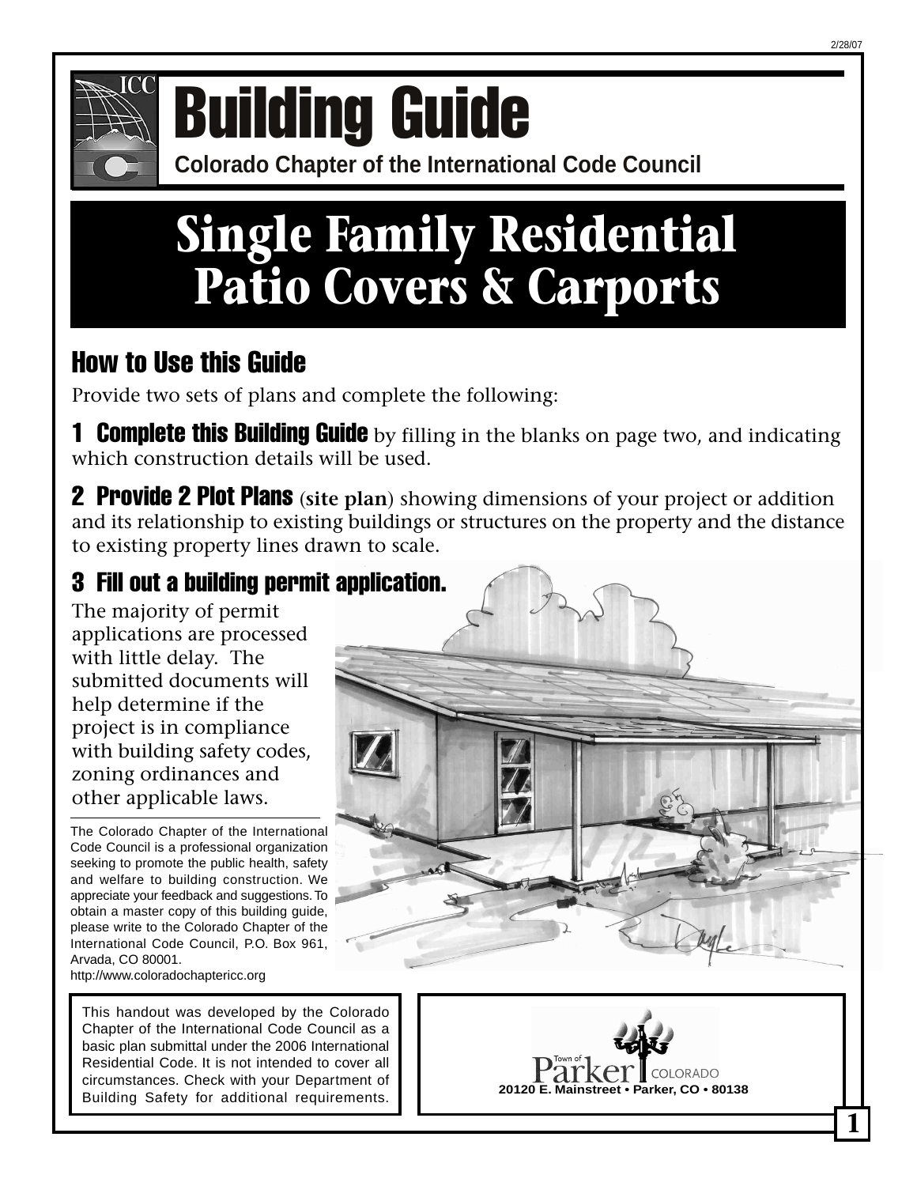# Building Guide

**Colorado Chapter of the International Code Council**

# Single Family Residential Patio Covers & Carports

## How to Use this Guide

Provide two sets of plans and complete the following:

**1 Complete this Building Guide** by filling in the blanks on page two, and indicating which construction details will be used.

**2 Provide 2 Plot Plans** (**site plan**) showing dimensions of your project or addition and its relationship to existing buildings or structures on the property and the distance to existing property lines drawn to scale.

**3 Fill out a building permit application.**

The majority of permit applications are processed with little delay. The submitted documents will help determine if the project is in compliance with building safety codes, zoning ordinances and other applicable laws.

The Colorado Chapter of the International Code Council is a professional organization seeking to promote the public health, safety and welfare to building construction. We appreciate your feedback and suggestions. To obtain a master copy of this building guide, please write to the Colorado Chapter of the International Code Council, P.O. Box 961, Arvada, CO 80001.
http://www.coloradochaptericc.org

This handout was developed by the Colorado Chapter of the International Code Council as a basic plan submittal under the 2006 International Residential Code. It is not intended to cover all circumstances. Check with your Department of Building Safety for additional requirements.

Town of Parker COLORADO
20120 E. Mainstreet • Parker, CO • 80138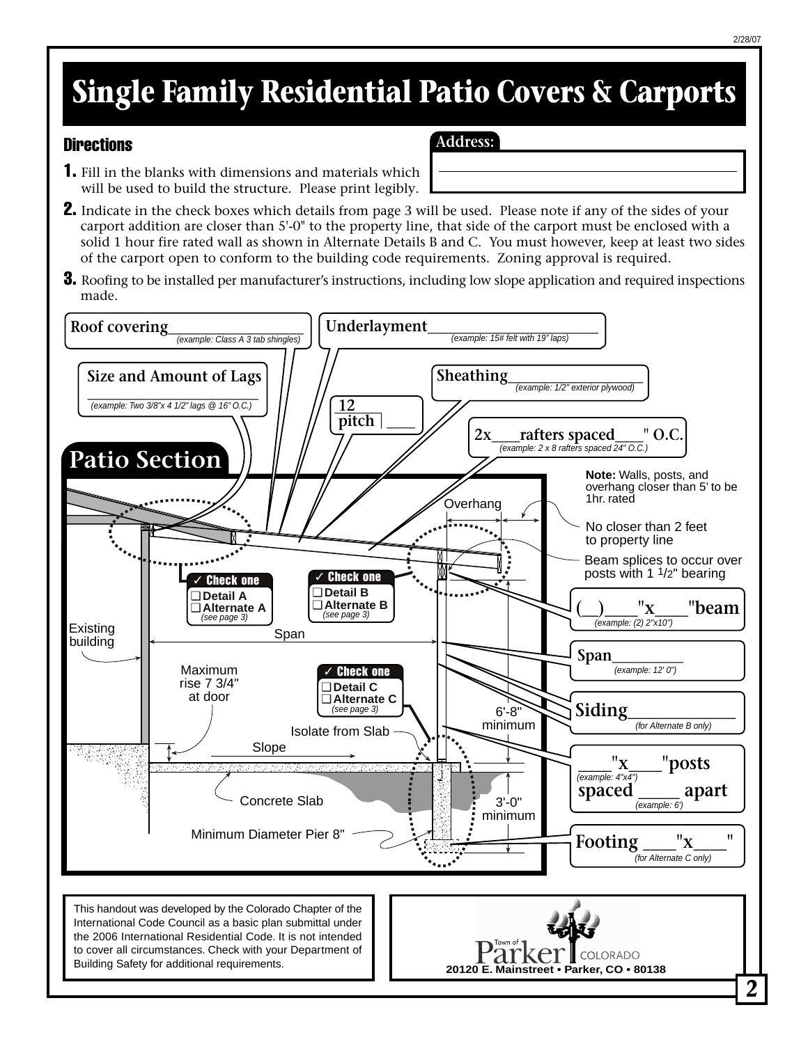# Single Family Residential Patio Covers & Carports

## Directions

**Address:** ______________________________

1. Fill in the blanks with dimensions and materials which will be used to build the structure. Please print legibly.
2. Indicate in the check boxes which details from page 3 will be used. Please note if any of the sides of your carport addition are closer than 5'-0" to the property line, that side of the carport must be enclosed with a solid 1 hour fire rated wall as shown in Alternate Details B and C. You must however, keep at least two sides of the carport open to conform to the building code requirements. Zoning approval is required.
3. Roofing to be installed per manufacturer's instructions, including low slope application and required inspections made.

**Roof covering**________________ *(example: Class A 3 tab shingles)*

**Underlayment**________________ *(example: 15# felt with 19" laps)*

**Size and Amount of Lags** ________________ *(example: Two 3/8"x 4 1/2" lags @ 16" O.C.)*

**Sheathing**________________ *(example: 1/2" exterior plywood)*

**12 pitch** | ____

**2x\_\_\_rafters spaced\_\_\_" O.C.** *(example: 2 x 8 rafters spaced 24" O.C.)*

## Patio Section

**Note:** Walls, posts, and overhang closer than 5' to be 1hr. rated

Overhang

No closer than 2 feet to property line

Beam splices to occur over posts with 1 1/2" bearing

✓ **Check one**
- ❑ Detail A
- ❑ Alternate A *(see page 3)*

✓ **Check one**
- ❑ Detail B
- ❑ Alternate B *(see page 3)*

**(\_\_)\_\_\_\_"x\_\_\_\_"beam** *(example: (2) 2"x10")*

Existing building

Span

**Span**________ *(example: 12' 0")*

Maximum rise 7 3/4" at door

✓ **Check one**
- ❑ Detail C
- ❑ Alternate C *(see page 3)*

6'-8" minimum

**Siding**____________ *(for Alternate B only)*

Isolate from Slab

Slope

**\_\_\_\_"x\_\_\_\_"posts** *(example: 4"x4")*
**spaced \_\_\_\_\_ apart** *(example: 6')*

Concrete Slab

3'-0" minimum

Minimum Diameter Pier 8"

**Footing \_\_\_\_"x\_\_\_\_"** *(for Alternate C only)*

This handout was developed by the Colorado Chapter of the International Code Council as a basic plan submittal under the 2006 International Residential Code. It is not intended to cover all circumstances. Check with your Department of Building Safety for additional requirements.

Town of Parker COLORADO
**20120 E. Mainstreet • Parker, CO • 80138**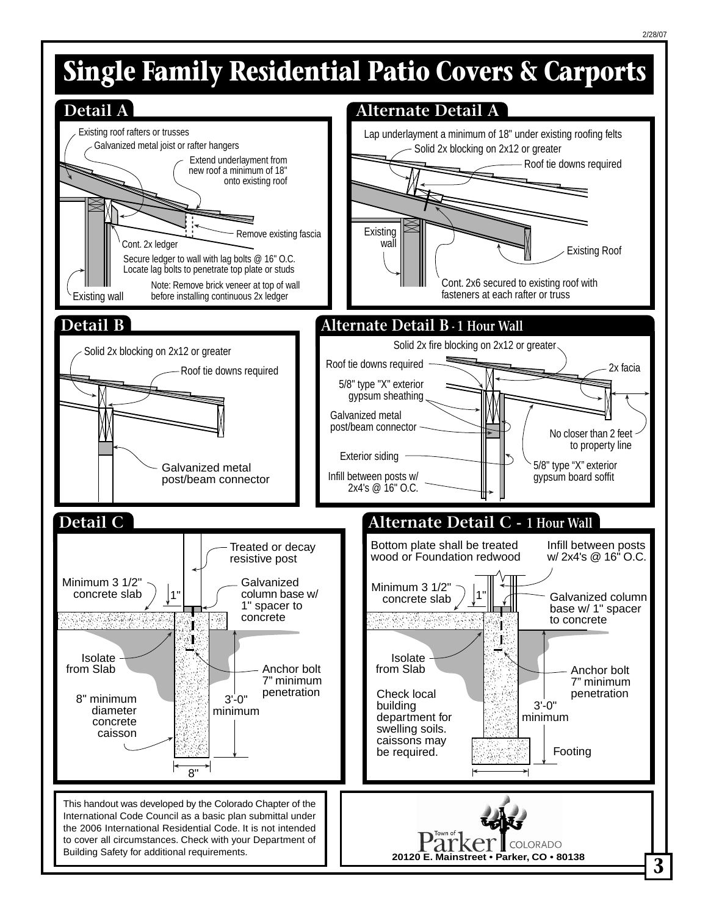# Single Family Residential Patio Covers & Carports

## Detail A

Existing roof rafters or trusses

Galvanized metal joist or rafter hangers

Extend underlayment from new roof a minimum of 18" onto existing roof

Remove existing fascia

Cont. 2x ledger

Secure ledger to wall with lag bolts @ 16" O.C.
Locate lag bolts to penetrate top plate or studs

Note: Remove brick veneer at top of wall before installing continuous 2x ledger

Existing wall

## Alternate Detail A

Lap underlayment a minimum of 18" under existing roofing felts

Solid 2x blocking on 2x12 or greater

Roof tie downs required

Existing wall

Existing Roof

Cont. 2x6 secured to existing roof with fasteners at each rafter or truss

## Detail B

Solid 2x blocking on 2x12 or greater

Roof tie downs required

Galvanized metal post/beam connector

## Alternate Detail B - 1 Hour Wall

Solid 2x fire blocking on 2x12 or greater

Roof tie downs required

2x facia

5/8" type "X" exterior gypsum sheathing

Galvanized metal post/beam connector

No closer than 2 feet to property line

Exterior siding

5/8" type "X" exterior gypsum board soffit

Infill between posts w/ 2x4's @ 16" O.C.

## Detail C

Treated or decay resistive post

Minimum 3 1/2" concrete slab

1"

Galvanized column base w/ 1" spacer to concrete

Isolate from Slab

Anchor bolt 7" minimum penetration

8" minimum diameter concrete caisson

3'-0" minimum

8"

## Alternate Detail C - 1 Hour Wall

Bottom plate shall be treated wood or Foundation redwood

Infill between posts w/ 2x4's @ 16" O.C.

Minimum 3 1/2" concrete slab

1"

Galvanized column base w/ 1" spacer to concrete

Isolate from Slab

Anchor bolt 7" minimum penetration

Check local building department for swelling soils. caissons may be required.

3'-0" minimum

Footing

---

This handout was developed by the Colorado Chapter of the International Code Council as a basic plan submittal under the 2006 International Residential Code. It is not intended to cover all circumstances. Check with your Department of Building Safety for additional requirements.

Town of Parker COLORADO

20120 E. Mainstreet • Parker, CO • 80138